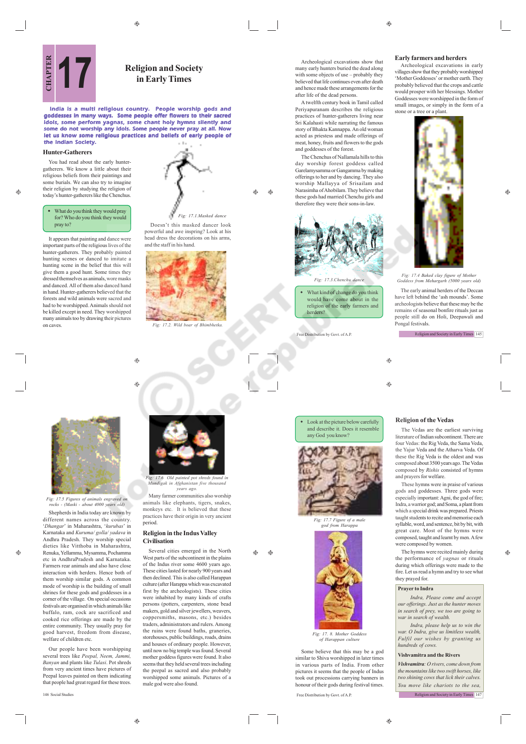# CHAPTER 17

# Religion and Society in Early Times

**India is a multi religious country. People worship gods and goddesses in many ways. Some people offer flowers to their sacred idols, some perform yagnas, some chant holy hymns silently and some do not worship any idols. Some people never pray at all. Now let us know some religious practices and beliefs of early people of the Indian Society.**

## Hunter-Gatherers

You had read about the early hunter-gatherers. We know a little about their religious beliefs from their paintings and some burials. We can also try to imagine their religion by studying the religion of today's hunter-gatherers like the Chenchus.

- What do you think they would pray for? Who do you think they would pray to?

It appears that painting and dance were important parts of the religious lives of the hunter-gatherers. They probably painted hunting scenes or danced to imitate a hunting scene in the belief that this will give them a good hunt. Some times they dressed themselves as animals, wore masks and danced. All of them also danced hand in hand. Hunter-gatherers believed that the forests and wild animals were sacred and had to be worshipped. Animals should not be killed except in need. They worshipped many animals too by drawing their pictures on caves.

*Fig: 17.1.Masked dance*

Doesn't this masked dancer look powerful and awe inspring? Look at his head dress the decorations on his arms, and the staff in his hand.

*Fig: 17.2. Wild boar of Bhimbhetka.*

Archeological excavations show that many early hunters buried the dead along with some objects of use – probably they believed that life continues even after death and hence made these arrangements for the after life of the dead persons.

A twelfth century book in Tamil called Periyapuranam describes the religious practices of hunter-gatherers living near Sri Kalahasti while narrating the famous story of Bhakta Kannappa. An old woman acted as priestess and made offerings of meat, honey, fruits and flowers to the gods and goddesses of the forest.

The Chenchus of Nallamala hills to this day worship forest goddess called Garelamysamma or Gangamma by making offerings to her and by dancing. They also worship Mallayya of Srisailam and Narasimha of Ahobilam. They believe that these gods had married Chenchu girls and therefore they were their sons-in-law.

*Fig: 17.3.Chenchu dance*

- What kind of change do you think would have come about in the religion of the early farmers and herders?

## Early farmers and herders

Archeological excavations in early villages show that they probably worshipped 'Mother Goddesses' or mother earth. They probably believed that the crops and cattle would prosper with her blessings. Mother Goddesses were worshipped in the form of small images, or simply in the form of a stone or a tree or a plant.

*Fig: 17.4 Baked clay figure of Mother Goddess from Mehargarh (5000 years old)*

The early animal herders of the Deccan have left behind the 'ash mounds'. Some archeologists believe that these may be the remains of seasonal bonfire rituals just as people still do on Holi, Deepawali and Pongal festivals.

*Fig: 17.5 Figures of animals engraved on rocks - (Maski - about 4000 years old)*

Shepherds in India today are known by different names across the country. '*Dhangar*' in Maharashtra, '*kurubas*' in Karnataka and *Kuruma/ golla/ yadava* in Andhra Pradesh. They worship special dieties like Vitthoba in Maharashtra, Renuka, Yellamma, Mysamma, Pochamma etc in AndhraPradesh and Karnataka. Farmers rear animals and also have close interaction with herders. Hence both of them worship similar gods. A common mode of worship is the building of small shrines for these gods and goddesses in a corner of the village. On special occasions festivals are organised in which animals like buffalo, ram, cock are sacrificed and cooked rice offerings are made by the entire community. They usually pray for good harvest, freedom from disease, welfare of children etc.

Our people have been worshipping several trees like *Peepal, Neem, Jammi, Banyan* and plants like *Tulasi*. Pot shreds from very ancient times have pictures of Peepal leaves painted on them indicating that people had great regard for these trees.

*Fig: 17.6 Old painted pot shreds found in Mundigak in Afghanistan five thousand years ago.*

Many farmer communities also worship animals like elephants, tigers, snakes, monkeys etc. It is believed that these practices have their origin in very ancient period.

## Religion in the Indus Valley Civilisation

Several cities emerged in the North West parts of the subcontinent in the plains of the Indus river some 4600 years ago. These cities lasted for nearly 900 years and then declined. This is also called Harappan culture (after Harappa which was excavated first by the archeologists). These cities were inhabited by many kinds of crafts persons (potters, carpenters, stone bead makers, gold and silver jewellers, weavers, coppersmiths, masons, etc.) besides traders, administrators and rulers. Among the ruins were found baths, graneries, storehouses, public buildings, roads, drains and houses of ordinary people. However, until now no big temple was found. Several mother goddess figures were found. It also seems that they held several trees including the peepal as sacred and also probably worshipped some animals. Pictures of a male god were also found.

- Look at the picture below carefully and describe it. Does it resemble any God you know?

*Fig: 17.7 Figure of a male god from Harappa*

*Fig: 17. 8. Mother Goddess of Harappan culture*

Some believe that this may be a god similar to Shiva worshipped in later times in various parts of India. From other pictures it seems that the people of Indus took out processions carrying banners in honour of their gods during festival times.

## Religion of the Vedas

The Vedas are the earliest surviving literature of Indian subcontinent. There are four Vedas: the Rig Veda, the Sama Veda, the Yajur Veda and the Atharva Veda. Of these the Rig Veda is the oldest and was composed about 3500 years ago. The Vedas composed by *Rishis* consisted of hymns and prayers for welfare.

These hymns were in praise of various gods and goddesses. Three gods were especially important: Agni, the god of fire; Indra, a warrior god; and Soma, a plant from which a special drink was prepared. Priests taught students to recite and memorise each syllable, word, and sentence, bit by bit, with great care. Most of the hymns were composed, taught and learnt by men. A few were composed by women.

The hymns were recited mainly during the performance of *yagnas* or rituals during which offerings were made to the fire. Let us read a hymn and try to see what they prayed for.

**Prayer to Indra**

*Indra, Please come and accept our offerings. Just as the hunter moves in search of prey, we too are going to war in search of wealth.*

*Indra, please help us to win the war. O Indra, give us limitless wealth, Fulfil our wishes by granting us hundreds of cows.*

**Vishvamitra and the Rivers**

***Vishvamitra:*** *O rivers, come down from the mountains like two swift horses, like two shining cows that lick their calves. You move like chariots to the sea,*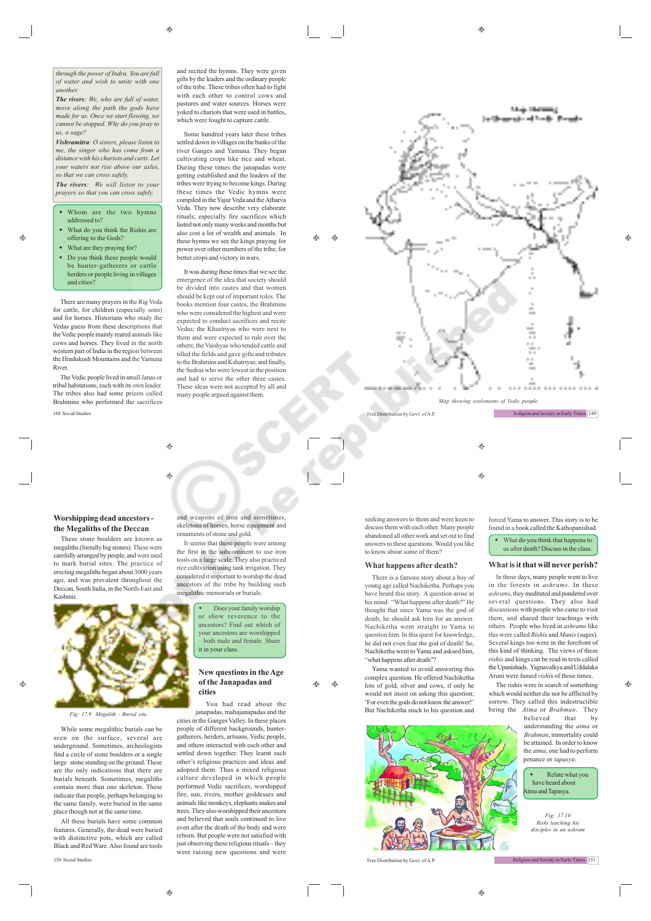*through the power of Indra. You are full of water and wish to unite with one another.*

***The rivers**: We, who are full of water, move along the path the gods have made for us. Once we start flowing, we cannot be stopped. Why do you pray to us, o sage?*

***Vishvamitra**: O sisters, please listen to me, the singer who has come from a distance with his chariots and carts. Let your waters not rise above our axles, so that we can cross safely.*

***The rivers**: We will listen to your prayers so that you can cross safely.*

- Whom are the two hymns addressed to?
- What do you think the Rishis are offering to the Gods?
- What are they praying for?
- Do you think these people would be hunter-gatherers or cattle herders or people living in villages and cities?

There are many prayers in the Rig Veda for cattle, for children (especially sons) and for horses. Historians who study the Vedas guess from these descriptions that the Vedic people mainly reared animals like cows and horses. They lived in the north western part of India in the region between the Hindukush Mountains and the Yamuna River.

The Vedic people lived in small Janas or tribal habitations, each with its own leader. The tribes also had some priests called Brahmins who performed the sacrifices and recited the hymns. They were given gifts by the leaders and the ordinary people of the tribe. These tribes often had to fight with each other to control cows and pastures and water sources. Horses were yoked to chariots that were used in battles, which were fought to capture cattle.

Some hundred years later these tribes settled down in villages on the banks of the river Ganges and Yamuna. They began cultivating crops like rice and wheat. During these times the janapadas were getting established and the leaders of the tribes were trying to become kings. During these times the Vedic hymns were compiled in the Yajur Veda and the Atharva Veda. They now describe very elaborate rituals; especially fire sacrifices which lasted not only many weeks and months but also cost a lot of wealth and animals. In these hymns we see the kings praying for power over other members of the tribe, for better crops and victory in wars.

It was during these times that we see the emergence of the idea that society should be divided into castes and that women should be kept out of important roles. The books mention four castes, the Brahmins who were considered the highest and were expected to conduct sacrifices and recite Vedas; the Khsatriyas who were next to them and were expected to rule over the others; the Vaishyas who tended cattle and tilled the fields and gave gifts and tributes to the Brahmins and Kshatriyas; and finally, the Sudras who were lowest in the position and had to serve the other three castes. These ideas were not accepted by all and many people argued against them.

Map showing settlements of Vedic people.

## Worshipping dead ancestors - the Megaliths of the Deccan

These stone boulders are known as megaliths (literally big stones). These were carefully arranged by people, and were used to mark burial sites. The practice of erecting megaliths began about 3000 years ago, and was prevalent throughout the Deccan, South India, in the North-East and Kashmir.

Fig: 17.9 Megalith - Burial site.

While some megalithic burials can be seen on the surface, several are underground. Sometimes, archeologists find a circle of stone boulders or a single large stone standing on the ground. These are the only indications that there are burials beneath. Sometimes, megaliths contain more than one skeleton. These indicate that people, perhaps belonging to the same family, were buried in the same place though not at the same time.

All these burials have some common features. Generally, the dead were buried with distinctive pots, which are called Black and Red Ware. Also found are tools and weapons of iron and sometimes, skeletons of horses, horse equipment and ornaments of stone and gold.

It seems that these people were among the first in the subcontinent to use iron tools on a large scale. They also practiced rice cultivation using tank irrigation. They considered it important to worship the dead ancestors of the tribe by building such megalithic memorials or burials.

- Does your family worship or show reverence to the ancestors? Find out which of your ancestors are worshipped – both male and female. Share it in your class.

## New questions in the Age of the Janapadas and cities

You had read about the cities in the Ganges Valley. In these places people of different backgrounds, hunter-gatherers, herders, artisans, Vedic people, and others interacted with each other and settled down together. They learnt each other's religious practices and ideas and adopted them. Thus a mixed religious culture developed in which people performed Vedic sacrifices, worshipped fire, sun, rivers, mother goddesses and animals like monkeys, elephants snakes and trees. They also worshipped their ancestors and believed that souls continued to live even after the death of the body and were reborn. But people were not satisfied with just observing these religious rituals – they were raising new questions and were seeking answers to them and were keen to discuss them with each other. Many people abandoned all other work and set out to find answers to these questions. Would you like to know about some of them?

## What happens after death?

There is a famous story about a boy of young age called Nachiketha. Perhaps you have heard this story. A question arose in his mind: "What happens after death?" He thought that since Yama was the god of death, he should ask him for an answer. Nachiketha went straight to Yama to question him. In this quest for knowledge, he did not even fear the god of death! So, Nachiketha went to Yama and asksed him, "what happens after death"?

Yama wanted to avoid answering this complex question. He offered Nachiketha lots of gold, silver and cows, if only he would not insist on asking this question; 'For even the gods do not know the answer!' But Nachiketha stuck to his question and forced Yama to answer. This story is to be found in a book called the Kathopanishad.

- What do you think that happens to us after death? Discuss in the class.

## What is it that will never perish?

In those days, many people went to live in the forests in *ashrams*. In these *ashrams*, they meditated and pondered over several questions. They also had discussions with people who came to visit them, and shared their teachings with others. People who lived in *ashrams* like this were called *Rishis* and *Munis* (sages). Several kings too were in the forefront of this kind of thinking. The views of these *rishis* and kings can be read in texts called the Upanishads. Yagnavalkya and Uddalaka Aruni were famed *rishis* of those times.

The rishis were in search of something which would neither die nor be afflicted by sorrow. They called this indestructible being the *Atma* or *Brahman*. They believed that by understanding the *atma* or *Brahman*, immortality could be attained. In order to know the *atma*, one had to perform penance or *tapasya*.

- Relate what you have heard about Atma and Tapasya.

Fig: 17.10 Rishi teaching his disciples in an ashram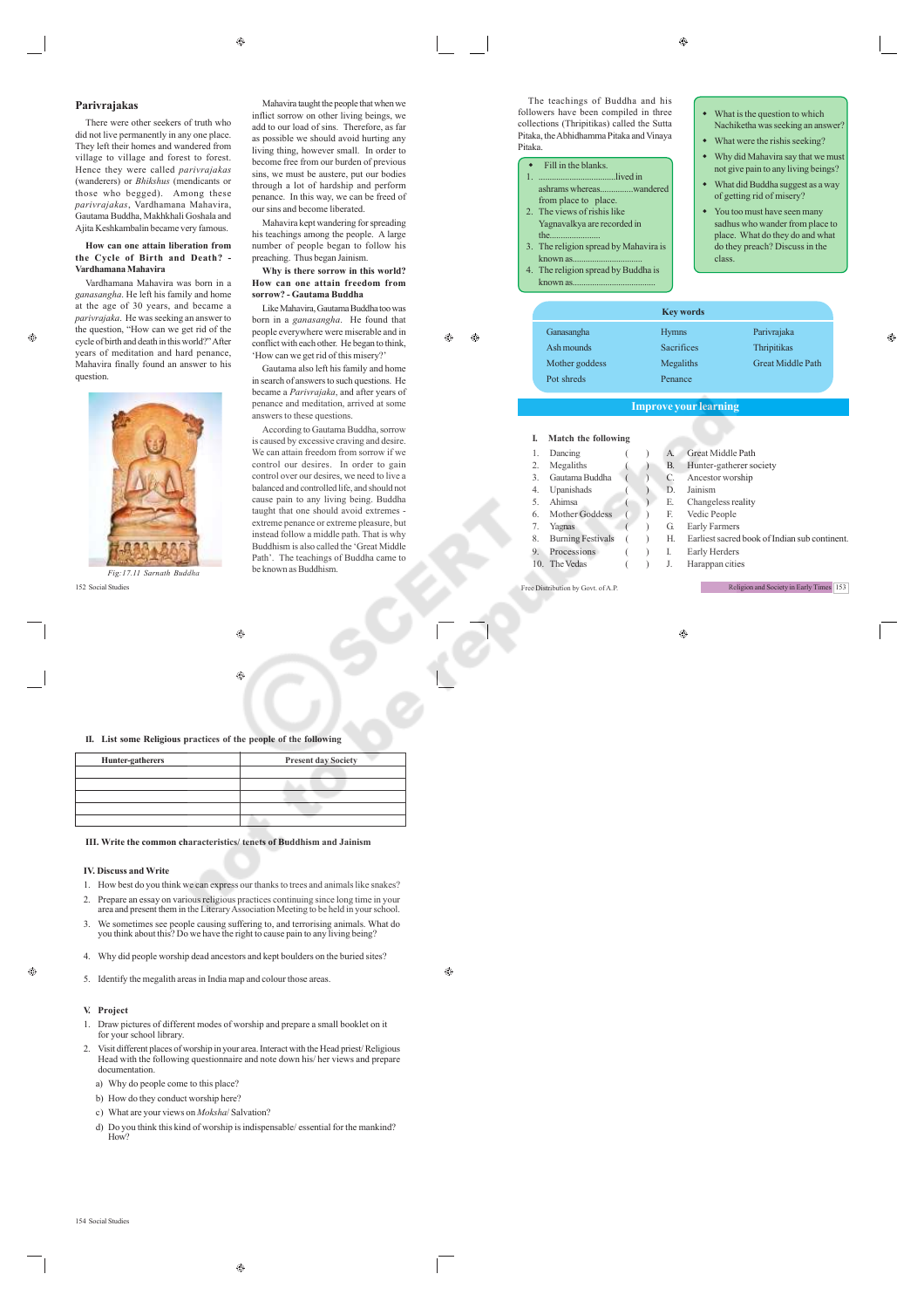## Parivrajakas

There were other seekers of truth who did not live permanently in any one place. They left their homes and wandered from village to village and forest to forest. Hence they were called *parivrajakas* (wanderers) or *Bhikshus* (mendicants or those who begged). Among these *parivrajakas*, Vardhamana Mahavira, Gautama Buddha, Makhkhali Goshala and Ajita Keshkambalin became very famous.

**How can one attain liberation from the Cycle of Birth and Death? - Vardhamana Mahavira**

Vardhamana Mahavira was born in a *ganasangha*. He left his family and home at the age of 30 years, and became a *parivrajaka*. He was seeking an answer to the question, "How can we get rid of the cycle of birth and death in this world?" After years of meditation and hard penance, Mahavira finally found an answer to his question.

Fig:17.11 Sarnath Buddha

Mahavira taught the people that when we inflict sorrow on other living beings, we add to our load of sins. Therefore, as far as possible we should avoid hurting any living thing, however small. In order to become free from our burden of previous sins, we must be austere, put our bodies through a lot of hardship and perform penance. In this way, we can be freed of our sins and become liberated.

Mahavira kept wandering for spreading his teachings among the people. A large number of people began to follow his preaching. Thus began Jainism.

**Why is there sorrow in this world? How can one attain freedom from sorrow? - Gautama Buddha**

Like Mahavira, Gautama Buddha too was born in a *ganasangha*. He found that people everywhere were miserable and in conflict with each other. He began to think, 'How can we get rid of this misery?'

Gautama also left his family and home in search of answers to such questions. He became a *Parivrajaka*, and after years of penance and meditation, arrived at some answers to these questions.

According to Gautama Buddha, sorrow is caused by excessive craving and desire. We can attain freedom from sorrow if we control our desires. In order to gain control over our desires, we need to live a balanced and controlled life, and should not cause pain to any living being. Buddha taught that one should avoid extremes - extreme penance or extreme pleasure, but instead follow a middle path. That is why Buddha is also called the 'Great Middle Path'. The teachings of Buddha came to be known as Buddhism.

The teachings of Buddha and his followers have been compiled in three collections (Thripitikas) called the Sutta Pitaka, the Abhidhamma Pitaka and Vinaya Pitaka.

- Fill in the blanks.
1. ...................................lived in ashrams whereas...............wandered from place to place.
2. The views of rishis like Yagnavalkya are recorded in the.......................
3. The religion spread by Mahavira is known as...............................
4. The religion spread by Buddha is known as.......................................

- What is the question to which Nachiketha was seeking an answer?
- What were the rishis seeking?
- Why did Mahavira say that we must not give pain to any living beings?
- What did Buddha suggest as a way of getting rid of misery?
- You too must have seen many sadhus who wander from place to place. What do they do and what do they preach? Discuss in the class.

**Key words**

| | | |
|---|---|---|
| Ganasangha | Hymns | Parivrajaka |
| Ash mounds | Sacrifices | Thripitikas |
| Mother goddess | Megaliths | Great Middle Path |
| Pot shreds | Penance | |

## Improve your learning

**I. Match the following**

| | | | | |
|---|---|---|---|---|
| 1. | Dancing | ( ) | A. | Great Middle Path |
| 2. | Megaliths | ( ) | B. | Hunter-gatherer society |
| 3. | Gautama Buddha | ( ) | C. | Ancestor worship |
| 4. | Upanishads | ( ) | D. | Jainism |
| 5. | Ahimsa | ( ) | E. | Changeless reality |
| 6. | Mother Goddess | ( ) | F. | Vedic People |
| 7. | Yagnas | ( ) | G. | Early Farmers |
| 8. | Burning Festivals | ( ) | H. | Earliest sacred book of Indian sub continent. |
| 9. | Processions | ( ) | I. | Early Herders |
| 10. | The Vedas | ( ) | J. | Harappan cities |

**II. List some Religious practices of the people of the following**

| Hunter-gatherers | Present day Society |
|---|---|
| | |
| | |
| | |
| | |
| | |

**III. Write the common characteristics/ tenets of Buddhism and Jainism**

**IV. Discuss and Write**

1. How best do you think we can express our thanks to trees and animals like snakes?
2. Prepare an essay on various religious practices continuing since long time in your area and present them in the Literary Association Meeting to be held in your school.
3. We sometimes see people causing suffering to, and terrorising animals. What do you think about this? Do we have the right to cause pain to any living being?
4. Why did people worship dead ancestors and kept boulders on the buried sites?
5. Identify the megalith areas in India map and colour those areas.

**V. Project**

1. Draw pictures of different modes of worship and prepare a small booklet on it for your school library.
2. Visit different places of worship in your area. Interact with the Head priest/ Religious Head with the following questionnaire and note down his/ her views and prepare documentation.
   a) Why do people come to this place?
   b) How do they conduct worship here?
   c) What are your views on *Moksha*/ Salvation?
   d) Do you think this kind of worship is indispensable/ essential for the mankind? How?